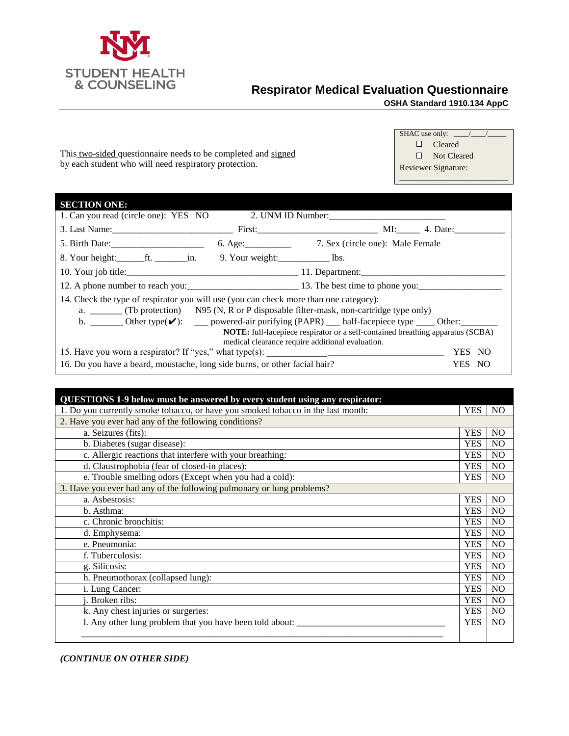STUDENT HEALTH & COUNSELING

# Respirator Medical Evaluation Questionnaire

**OSHA Standard 1910.134 AppC**

SHAC use only: ____/____/_____
☐ Cleared
☐ Not Cleared
Reviewer Signature: ________________________

This two-sided questionnaire needs to be completed and signed by each student who will need respiratory protection.

## SECTION ONE:

1. Can you read (circle one): YES NO  2. UNM ID Number:________________________

3. Last Name:_________________________ First:_________________________ MI:_____ 4. Date:___________

5. Birth Date:____________________ 6. Age:__________ 7. Sex (circle one): Male Female

8. Your height:______ft. _______in. 9. Your weight:___________ lbs.

10. Your job title:____________________________________ 11. Department:______________________________

12. A phone number to reach you:_______________________ 13. The best time to phone you:_________________

14. Check the type of respirator you will use (you can check more than one category):
   a. _______ (Tb protection) N95 (N, R or P disposable filter-mask, non-cartridge type only)
   b. _______ Other type(✔): ___ powered-air purifying (PAPR) ___ half-facepiece type ____ Other:_______
   **NOTE:** full-facepiece respirator or a self-contained breathing apparatus (SCBA) medical clearance require additional evaluation.

15. Have you worn a respirator? If "yes," what type(s): _____________________________________ YES NO

16. Do you have a beard, moustache, long side burns, or other facial hair? YES NO

| QUESTIONS 1-9 below must be answered by every student using any respirator: | | |
|---|---|---|
| 1. Do you currently smoke tobacco, or have you smoked tobacco in the last month: | YES | NO |
| 2. Have you ever had any of the following conditions? | | |
| a. Seizures (fits): | YES | NO |
| b. Diabetes (sugar disease): | YES | NO |
| c. Allergic reactions that interfere with your breathing: | YES | NO |
| d. Claustrophobia (fear of closed-in places): | YES | NO |
| e. Trouble smelling odors (Except when you had a cold): | YES | NO |
| 3. Have you ever had any of the following pulmonary or lung problems? | | |
| a. Asbestosis: | YES | NO |
| b. Asthma: | YES | NO |
| c. Chronic bronchitis: | YES | NO |
| d. Emphysema: | YES | NO |
| e. Pneumonia: | YES | NO |
| f. Tuberculosis: | YES | NO |
| g. Silicosis: | YES | NO |
| h. Pneumothorax (collapsed lung): | YES | NO |
| i. Lung Cancer: | YES | NO |
| j. Broken ribs: | YES | NO |
| k. Any chest injuries or surgeries: | YES | NO |
| l. Any other lung problem that you have been told about: ________________________________ | YES | NO |

***(CONTINUE ON OTHER SIDE)***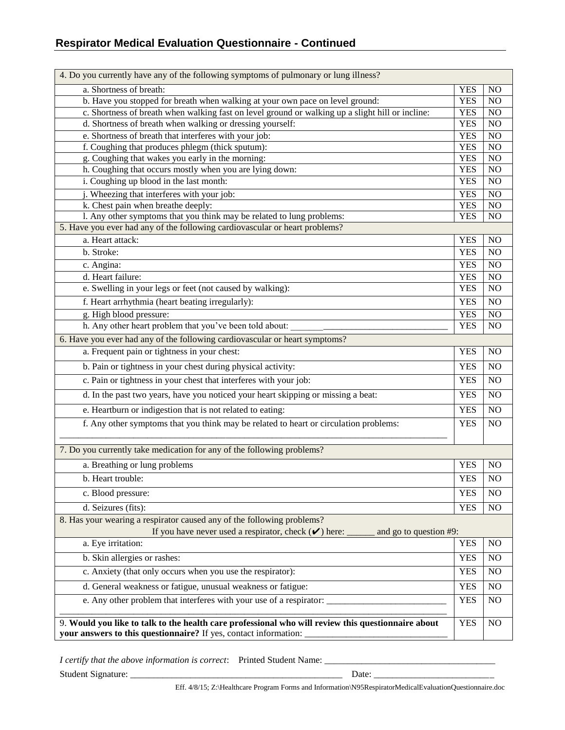## Respirator Medical Evaluation Questionnaire - Continued

| | | |
|---|---|---|
| 4. Do you currently have any of the following symptoms of pulmonary or lung illness? | | |
| a. Shortness of breath: | YES | NO |
| b. Have you stopped for breath when walking at your own pace on level ground: | YES | NO |
| c. Shortness of breath when walking fast on level ground or walking up a slight hill or incline: | YES | NO |
| d. Shortness of breath when walking or dressing yourself: | YES | NO |
| e. Shortness of breath that interferes with your job: | YES | NO |
| f. Coughing that produces phlegm (thick sputum): | YES | NO |
| g. Coughing that wakes you early in the morning: | YES | NO |
| h. Coughing that occurs mostly when you are lying down: | YES | NO |
| i. Coughing up blood in the last month: | YES | NO |
| j. Wheezing that interferes with your job: | YES | NO |
| k. Chest pain when breathe deeply: | YES | NO |
| l. Any other symptoms that you think may be related to lung problems: | YES | NO |
| 5. Have you ever had any of the following cardiovascular or heart problems? | | |
| a. Heart attack: | YES | NO |
| b. Stroke: | YES | NO |
| c. Angina: | YES | NO |
| d. Heart failure: | YES | NO |
| e. Swelling in your legs or feet (not caused by walking): | YES | NO |
| f. Heart arrhythmia (heart beating irregularly): | YES | NO |
| g. High blood pressure: | YES | NO |
| h. Any other heart problem that you've been told about: ___________________________________ | YES | NO |
| 6. Have you ever had any of the following cardiovascular or heart symptoms? | | |
| a. Frequent pain or tightness in your chest: | YES | NO |
| b. Pain or tightness in your chest during physical activity: | YES | NO |
| c. Pain or tightness in your chest that interferes with your job: | YES | NO |
| d. In the past two years, have you noticed your heart skipping or missing a beat: | YES | NO |
| e. Heartburn or indigestion that is not related to eating: | YES | NO |
| f. Any other symptoms that you think may be related to heart or circulation problems: ___________________________________ | YES | NO |
| 7. Do you currently take medication for any of the following problems? | | |
| a. Breathing or lung problems | YES | NO |
| b. Heart trouble: | YES | NO |
| c. Blood pressure: | YES | NO |
| d. Seizures (fits): | YES | NO |
| 8. Has your wearing a respirator caused any of the following problems? If you have never used a respirator, check (✔) here: ______ and go to question #9: | | |
| a. Eye irritation: | YES | NO |
| b. Skin allergies or rashes: | YES | NO |
| c. Anxiety (that only occurs when you use the respirator): | YES | NO |
| d. General weakness or fatigue, unusual weakness or fatigue: | YES | NO |
| e. Any other problem that interferes with your use of a respirator: ___________________________________ | YES | NO |
| 9. **Would you like to talk to the health care professional who will review this questionnaire about your answers to this questionnaire?** If yes, contact information: ______________________________ | YES | NO |

*I certify that the above information is correct*: Printed Student Name: _____________________________________

Student Signature: _______________________________________________ Date: _________________________

Eff. 4/8/15; Z:\Healthcare Program Forms and Information\N95RespiratorMedicalEvaluationQuestionnaire.doc